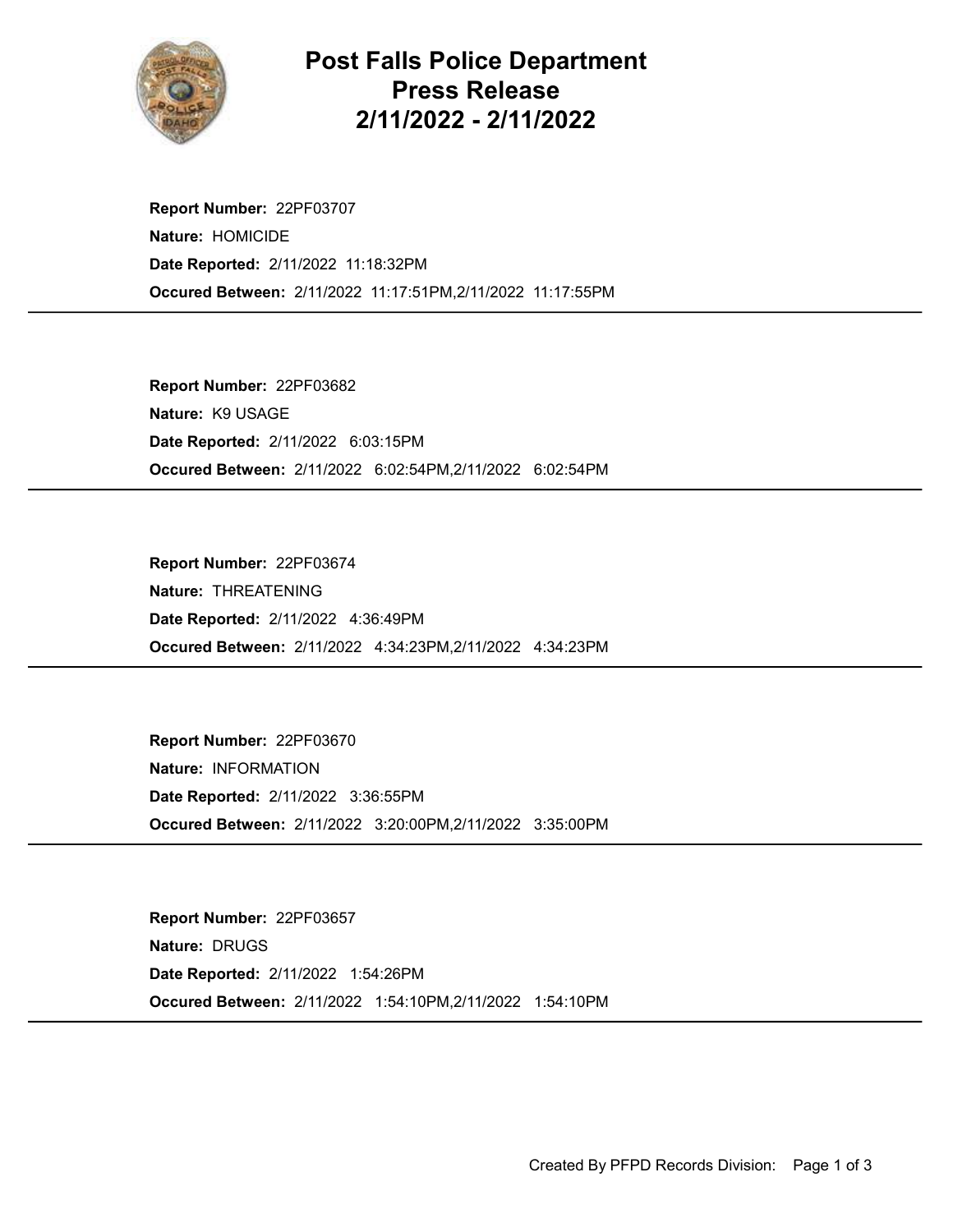# Post Falls Police Department
# Press Release
# 2/11/2022 - 2/11/2022

**Report Number:** 22PF03707
**Nature:** HOMICIDE
**Date Reported:** 2/11/2022 11:18:32PM
**Occured Between:** 2/11/2022 11:17:51PM,2/11/2022 11:17:55PM

---

**Report Number:** 22PF03682
**Nature:** K9 USAGE
**Date Reported:** 2/11/2022 6:03:15PM
**Occured Between:** 2/11/2022 6:02:54PM,2/11/2022 6:02:54PM

---

**Report Number:** 22PF03674
**Nature:** THREATENING
**Date Reported:** 2/11/2022 4:36:49PM
**Occured Between:** 2/11/2022 4:34:23PM,2/11/2022 4:34:23PM

---

**Report Number:** 22PF03670
**Nature:** INFORMATION
**Date Reported:** 2/11/2022 3:36:55PM
**Occured Between:** 2/11/2022 3:20:00PM,2/11/2022 3:35:00PM

---

**Report Number:** 22PF03657
**Nature:** DRUGS
**Date Reported:** 2/11/2022 1:54:26PM
**Occured Between:** 2/11/2022 1:54:10PM,2/11/2022 1:54:10PM

---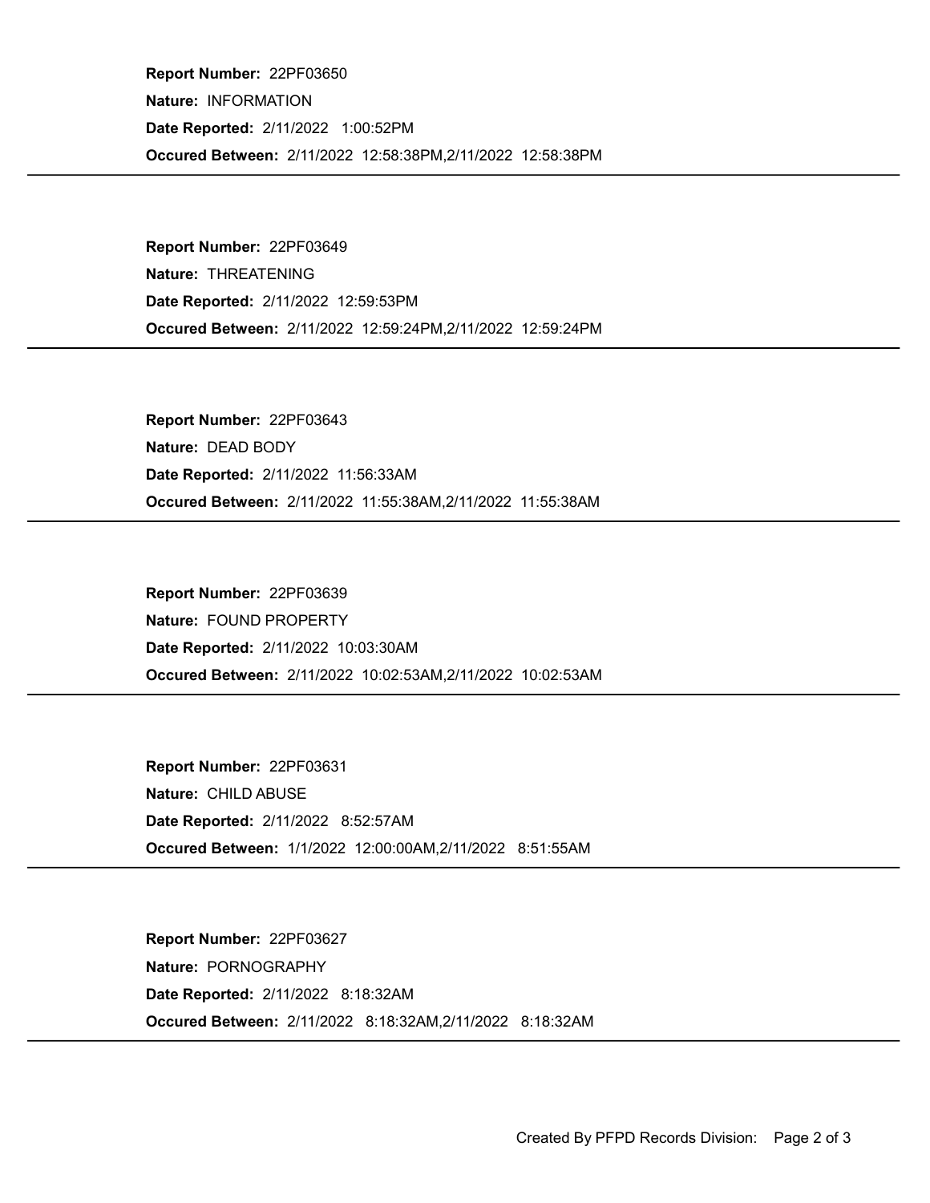**Report Number:** 22PF03650

**Nature:** INFORMATION

**Date Reported:** 2/11/2022 1:00:52PM

**Occured Between:** 2/11/2022 12:58:38PM,2/11/2022 12:58:38PM

---

**Report Number:** 22PF03649

**Nature:** THREATENING

**Date Reported:** 2/11/2022 12:59:53PM

**Occured Between:** 2/11/2022 12:59:24PM,2/11/2022 12:59:24PM

---

**Report Number:** 22PF03643

**Nature:** DEAD BODY

**Date Reported:** 2/11/2022 11:56:33AM

**Occured Between:** 2/11/2022 11:55:38AM,2/11/2022 11:55:38AM

---

**Report Number:** 22PF03639

**Nature:** FOUND PROPERTY

**Date Reported:** 2/11/2022 10:03:30AM

**Occured Between:** 2/11/2022 10:02:53AM,2/11/2022 10:02:53AM

---

**Report Number:** 22PF03631

**Nature:** CHILD ABUSE

**Date Reported:** 2/11/2022 8:52:57AM

**Occured Between:** 1/1/2022 12:00:00AM,2/11/2022 8:51:55AM

---

**Report Number:** 22PF03627

**Nature:** PORNOGRAPHY

**Date Reported:** 2/11/2022 8:18:32AM

**Occured Between:** 2/11/2022 8:18:32AM,2/11/2022 8:18:32AM

---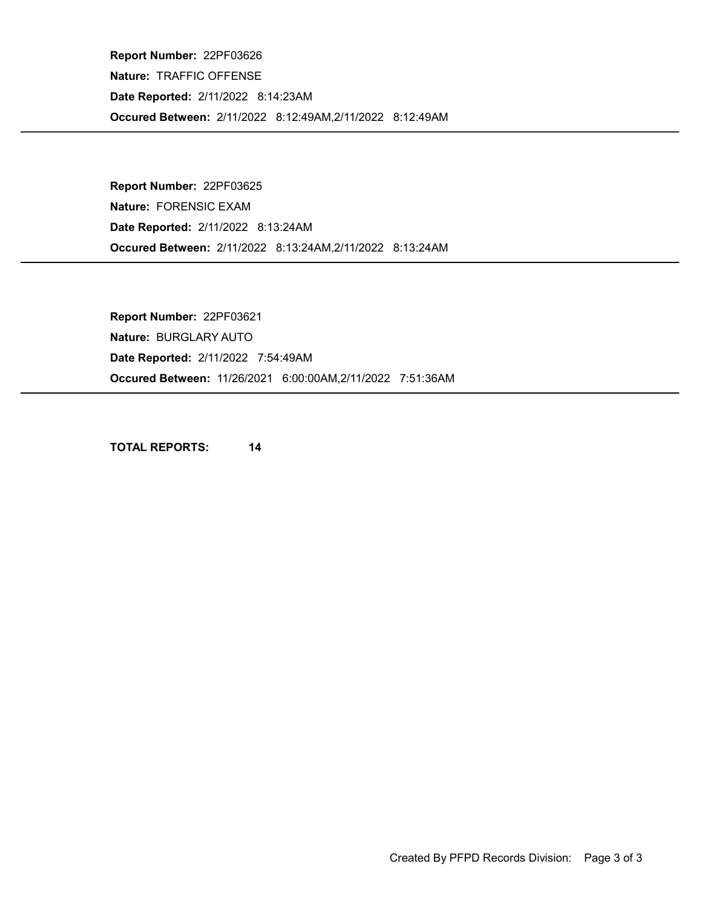**Report Number:** 22PF03626

**Nature:** TRAFFIC OFFENSE

**Date Reported:** 2/11/2022 8:14:23AM

**Occured Between:** 2/11/2022 8:12:49AM,2/11/2022 8:12:49AM

---

**Report Number:** 22PF03625

**Nature:** FORENSIC EXAM

**Date Reported:** 2/11/2022 8:13:24AM

**Occured Between:** 2/11/2022 8:13:24AM,2/11/2022 8:13:24AM

---

**Report Number:** 22PF03621

**Nature:** BURGLARY AUTO

**Date Reported:** 2/11/2022 7:54:49AM

**Occured Between:** 11/26/2021 6:00:00AM,2/11/2022 7:51:36AM

---

**TOTAL REPORTS: 14**

Created By PFPD Records Division: